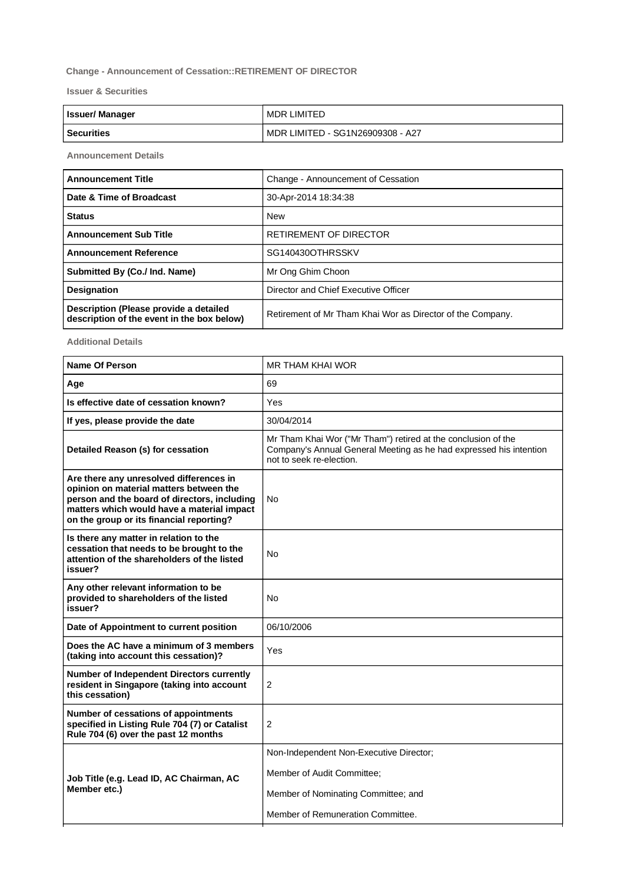**Change - Announcement of Cessation::RETIREMENT OF DIRECTOR**

**Issuer & Securities**

| | |
|---|---|
| **Issuer/ Manager** | MDR LIMITED |
| **Securities** | MDR LIMITED - SG1N26909308 - A27 |

**Announcement Details**

| | |
|---|---|
| **Announcement Title** | Change - Announcement of Cessation |
| **Date & Time of Broadcast** | 30-Apr-2014 18:34:38 |
| **Status** | New |
| **Announcement Sub Title** | RETIREMENT OF DIRECTOR |
| **Announcement Reference** | SG140430OTHRSSKV |
| **Submitted By (Co./ Ind. Name)** | Mr Ong Ghim Choon |
| **Designation** | Director and Chief Executive Officer |
| **Description (Please provide a detailed description of the event in the box below)** | Retirement of Mr Tham Khai Wor as Director of the Company. |

**Additional Details**

| | |
|---|---|
| **Name Of Person** | MR THAM KHAI WOR |
| **Age** | 69 |
| **Is effective date of cessation known?** | Yes |
| **If yes, please provide the date** | 30/04/2014 |
| **Detailed Reason (s) for cessation** | Mr Tham Khai Wor ("Mr Tham") retired at the conclusion of the Company's Annual General Meeting as he had expressed his intention not to seek re-election. |
| **Are there any unresolved differences in opinion on material matters between the person and the board of directors, including matters which would have a material impact on the group or its financial reporting?** | No |
| **Is there any matter in relation to the cessation that needs to be brought to the attention of the shareholders of the listed issuer?** | No |
| **Any other relevant information to be provided to shareholders of the listed issuer?** | No |
| **Date of Appointment to current position** | 06/10/2006 |
| **Does the AC have a minimum of 3 members (taking into account this cessation)?** | Yes |
| **Number of Independent Directors currently resident in Singapore (taking into account this cessation)** | 2 |
| **Number of cessations of appointments specified in Listing Rule 704 (7) or Catalist Rule 704 (6) over the past 12 months** | 2 |
| **Job Title (e.g. Lead ID, AC Chairman, AC Member etc.)** | Non-Independent Non-Executive Director;<br>Member of Audit Committee;<br>Member of Nominating Committee; and<br>Member of Remuneration Committee. |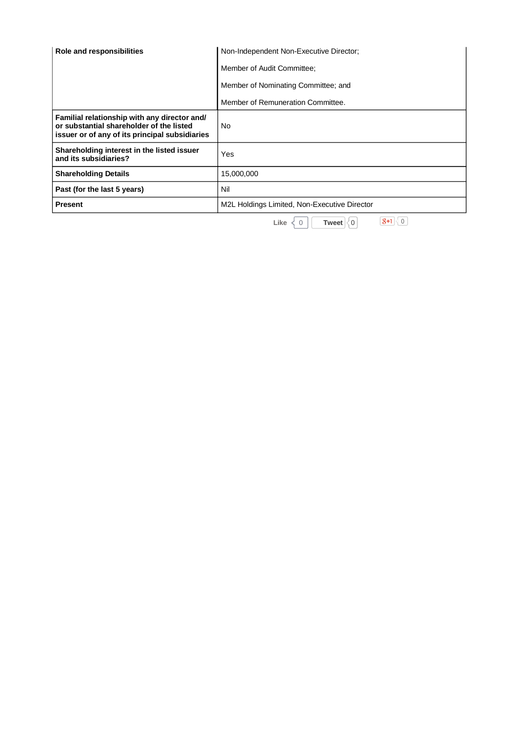| | |
|---|---|
| **Role and responsibilities** | Non-Independent Non-Executive Director;<br><br>Member of Audit Committee;<br><br>Member of Nominating Committee; and<br><br>Member of Remuneration Committee. |
| **Familial relationship with any director and/ or substantial shareholder of the listed issuer or of any of its principal subsidiaries** | No |
| **Shareholding interest in the listed issuer and its subsidiaries?** | Yes |
| **Shareholding Details** | 15,000,000 |
| **Past (for the last 5 years)** | Nil |
| **Present** | M2L Holdings Limited, Non-Executive Director |

Like 0 Tweet 0 g+1 0